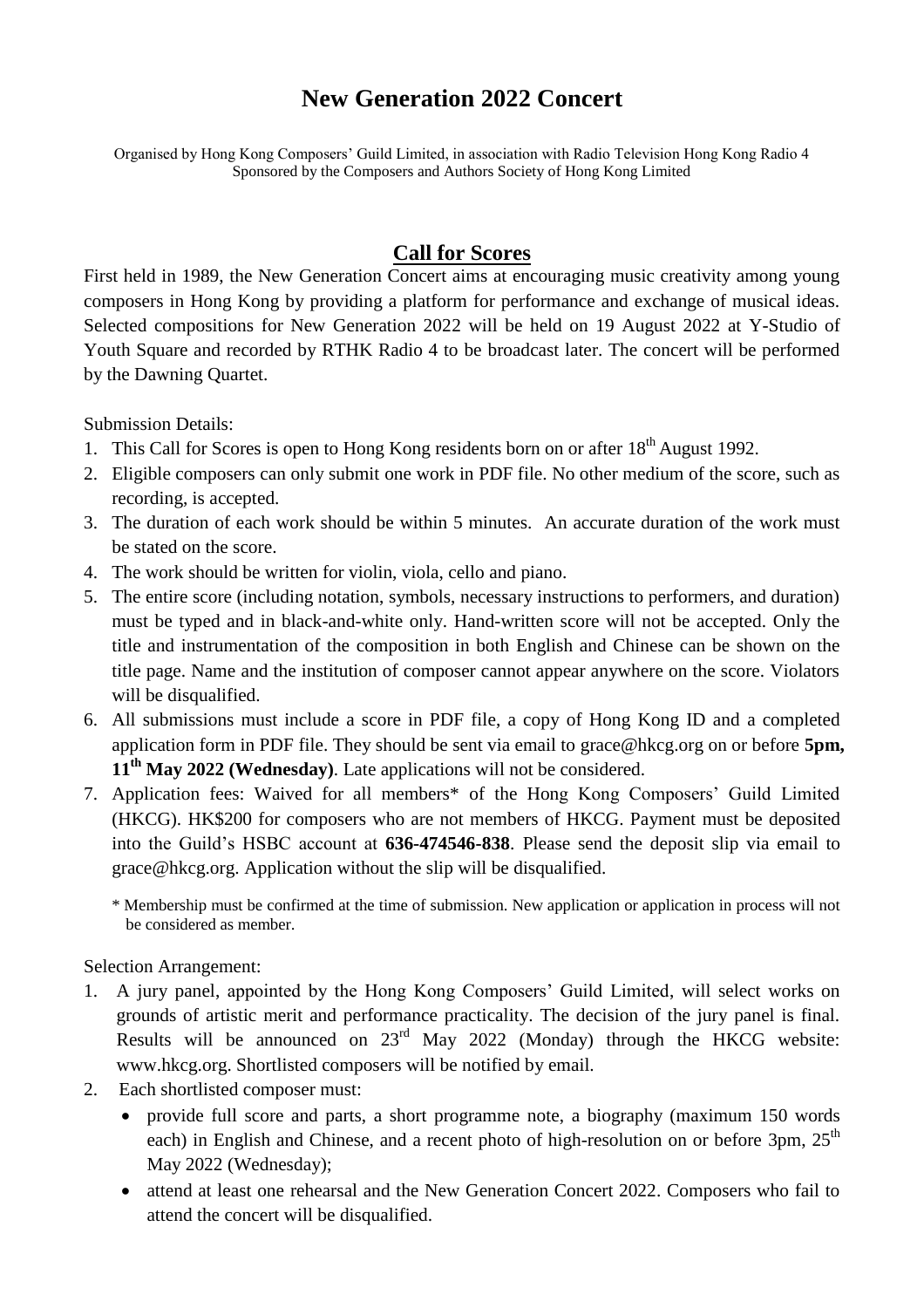# New Generation 2022 Concert

Organised by Hong Kong Composers' Guild Limited, in association with Radio Television Hong Kong Radio 4
Sponsored by the Composers and Authors Society of Hong Kong Limited

## Call for Scores

First held in 1989, the New Generation Concert aims at encouraging music creativity among young composers in Hong Kong by providing a platform for performance and exchange of musical ideas. Selected compositions for New Generation 2022 will be held on 19 August 2022 at Y-Studio of Youth Square and recorded by RTHK Radio 4 to be broadcast later. The concert will be performed by the Dawning Quartet.

Submission Details:

1. This Call for Scores is open to Hong Kong residents born on or after 18th August 1992.
2. Eligible composers can only submit one work in PDF file. No other medium of the score, such as recording, is accepted.
3. The duration of each work should be within 5 minutes. An accurate duration of the work must be stated on the score.
4. The work should be written for violin, viola, cello and piano.
5. The entire score (including notation, symbols, necessary instructions to performers, and duration) must be typed and in black-and-white only. Hand-written score will not be accepted. Only the title and instrumentation of the composition in both English and Chinese can be shown on the title page. Name and the institution of composer cannot appear anywhere on the score. Violators will be disqualified.
6. All submissions must include a score in PDF file, a copy of Hong Kong ID and a completed application form in PDF file. They should be sent via email to grace@hkcg.org on or before **5pm, 11th May 2022 (Wednesday)**. Late applications will not be considered.
7. Application fees: Waived for all members* of the Hong Kong Composers' Guild Limited (HKCG). HK$200 for composers who are not members of HKCG. Payment must be deposited into the Guild's HSBC account at **636-474546-838**. Please send the deposit slip via email to grace@hkcg.org. Application without the slip will be disqualified.

   \* Membership must be confirmed at the time of submission. New application or application in process will not be considered as member.

Selection Arrangement:

1. A jury panel, appointed by the Hong Kong Composers' Guild Limited, will select works on grounds of artistic merit and performance practicality. The decision of the jury panel is final. Results will be announced on 23rd May 2022 (Monday) through the HKCG website: www.hkcg.org. Shortlisted composers will be notified by email.
2. Each shortlisted composer must:
   - provide full score and parts, a short programme note, a biography (maximum 150 words each) in English and Chinese, and a recent photo of high-resolution on or before 3pm, 25th May 2022 (Wednesday);
   - attend at least one rehearsal and the New Generation Concert 2022. Composers who fail to attend the concert will be disqualified.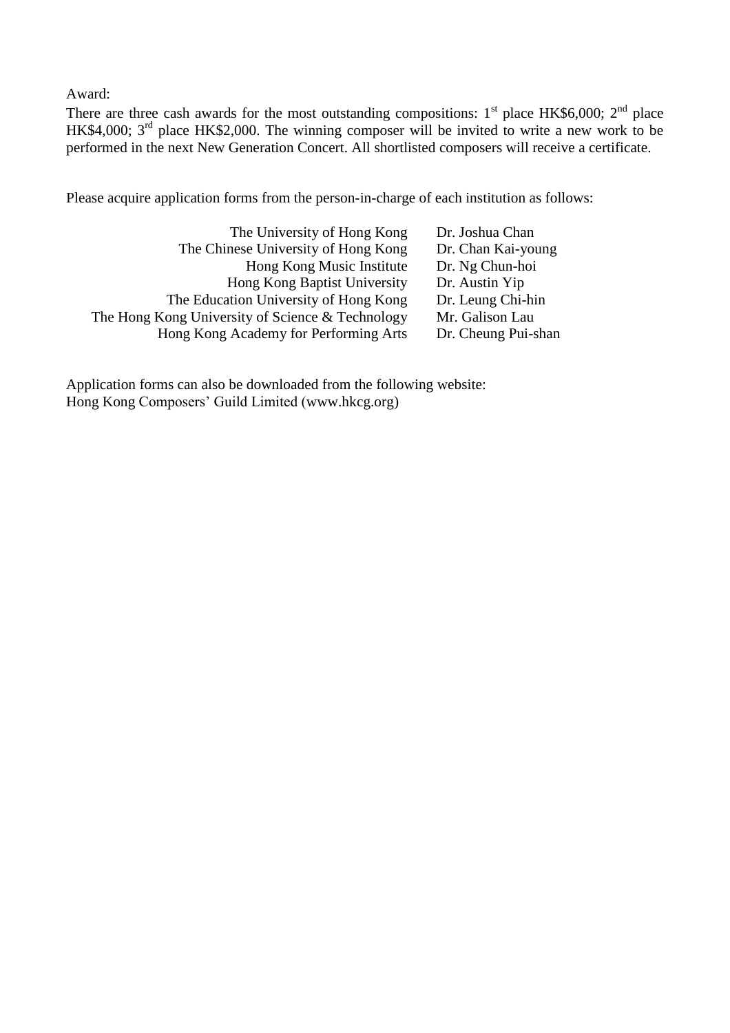Award:

There are three cash awards for the most outstanding compositions: 1st place HK$6,000; 2nd place HK$4,000; 3rd place HK$2,000. The winning composer will be invited to write a new work to be performed in the next New Generation Concert. All shortlisted composers will receive a certificate.

Please acquire application forms from the person-in-charge of each institution as follows:

| Institution | Person-in-charge |
| --- | --- |
| The University of Hong Kong | Dr. Joshua Chan |
| The Chinese University of Hong Kong | Dr. Chan Kai-young |
| Hong Kong Music Institute | Dr. Ng Chun-hoi |
| Hong Kong Baptist University | Dr. Austin Yip |
| The Education University of Hong Kong | Dr. Leung Chi-hin |
| The Hong Kong University of Science & Technology | Mr. Galison Lau |
| Hong Kong Academy for Performing Arts | Dr. Cheung Pui-shan |

Application forms can also be downloaded from the following website:
Hong Kong Composers' Guild Limited (www.hkcg.org)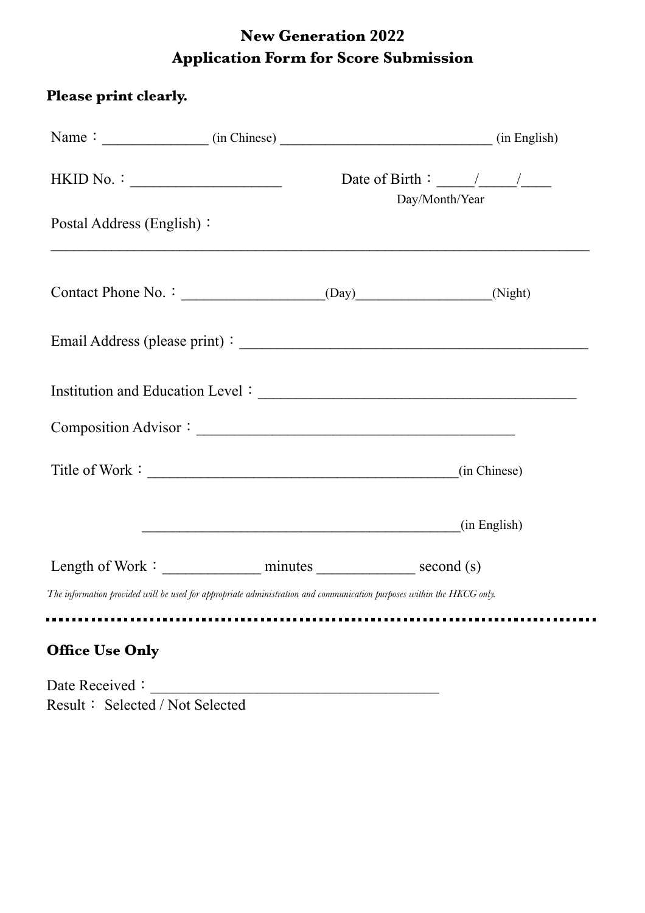# New Generation 2022
# Application Form for Score Submission

**Please print clearly.**

Name：______________ (in Chinese) _____________________________ (in English)

HKID No.：____________________ Date of Birth：_____/_____/____
Day/Month/Year

Postal Address (English)：

_________________________________________________________________________

Contact Phone No.：___________________(Day)___________________(Night)

Email Address (please print)：_______________________________________________

Institution and Education Level：__________________________________________

Composition Advisor：___________________________________________

Title of Work：__________________________________________(in Chinese)

___________________________________________(in English)

Length of Work：____________ minutes ____________ second (s)

*The information provided will be used for appropriate administration and communication purposes within the HKCG only.*

---

**Office Use Only**

Date Received：______________________________________

Result： Selected / Not Selected